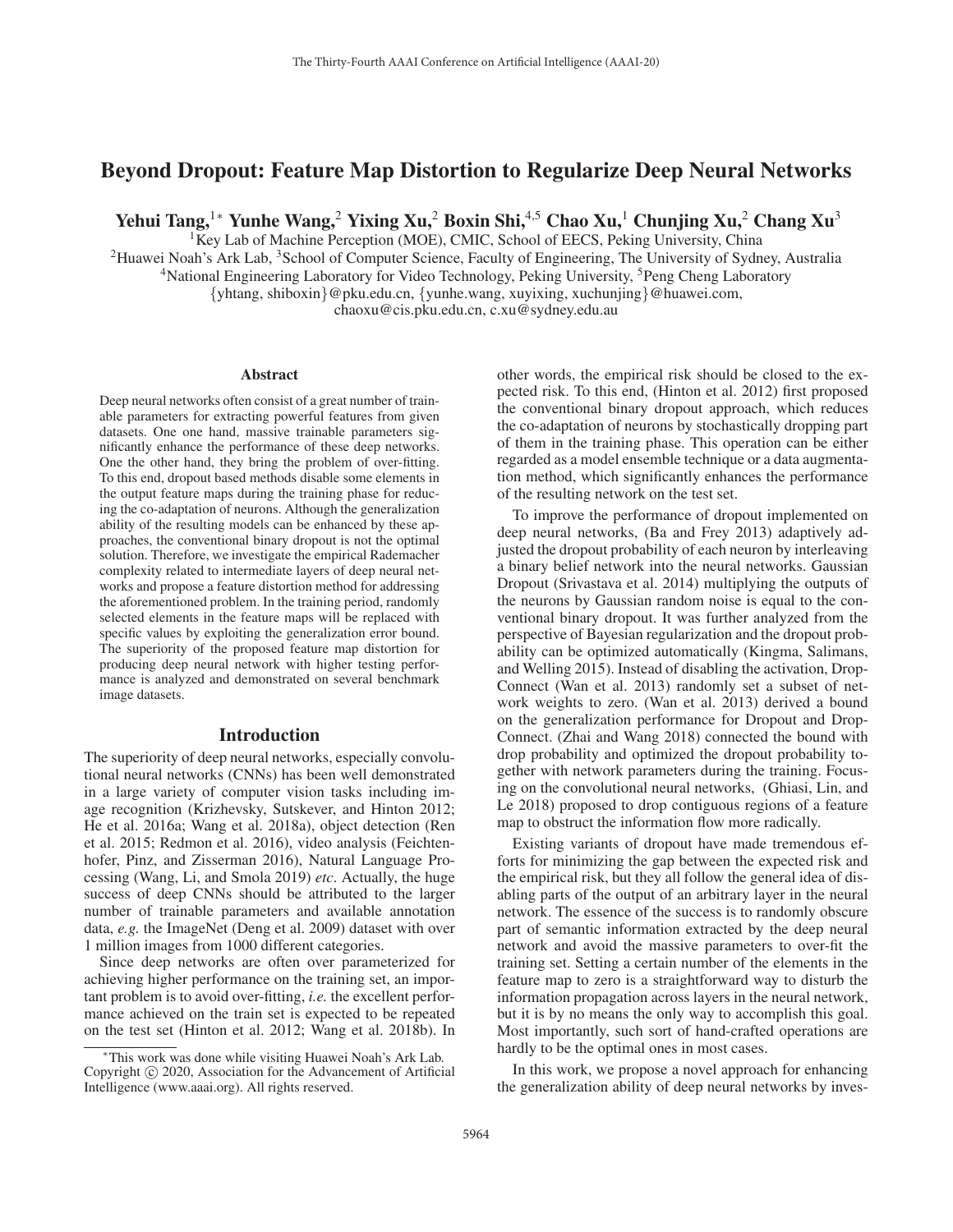# Beyond Dropout: Feature Map Distortion to Regularize Deep Neural Networks

**Yehui Tang,[1*] Yunhe Wang,[2] Yixing Xu,[2] Boxin Shi,[4,5] Chao Xu,[1] Chunjing Xu,[2] Chang Xu[3]**

[1]Key Lab of Machine Perception (MOE), CMIC, School of EECS, Peking University, China
[2]Huawei Noah's Ark Lab, [3]School of Computer Science, Faculty of Engineering, The University of Sydney, Australia
[4]National Engineering Laboratory for Video Technology, Peking University, [5]Peng Cheng Laboratory
{yhtang, shiboxin}@pku.edu.cn, {yunhe.wang, xuyixing, xuchunjing}@huawei.com,
chaoxu@cis.pku.edu.cn, c.xu@sydney.edu.au

## Abstract

Deep neural networks often consist of a great number of trainable parameters for extracting powerful features from given datasets. One one hand, massive trainable parameters significantly enhance the performance of these deep networks. One the other hand, they bring the problem of over-fitting. To this end, dropout based methods disable some elements in the output feature maps during the training phase for reducing the co-adaptation of neurons. Although the generalization ability of the resulting models can be enhanced by these approaches, the conventional binary dropout is not the optimal solution. Therefore, we investigate the empirical Rademacher complexity related to intermediate layers of deep neural networks and propose a feature distortion method for addressing the aforementioned problem. In the training period, randomly selected elements in the feature maps will be replaced with specific values by exploiting the generalization error bound. The superiority of the proposed feature map distortion for producing deep neural network with higher testing performance is analyzed and demonstrated on several benchmark image datasets.

## Introduction

The superiority of deep neural networks, especially convolutional neural networks (CNNs) has been well demonstrated in a large variety of computer vision tasks including image recognition (Krizhevsky, Sutskever, and Hinton 2012; He et al. 2016a; Wang et al. 2018a), object detection (Ren et al. 2015; Redmon et al. 2016), video analysis (Feichtenhofer, Pinz, and Zisserman 2016), Natural Language Processing (Wang, Li, and Smola 2019) *etc*. Actually, the huge success of deep CNNs should be attributed to the larger number of trainable parameters and available annotation data, *e.g.* the ImageNet (Deng et al. 2009) dataset with over 1 million images from 1000 different categories.

Since deep networks are often over parameterized for achieving higher performance on the training set, an important problem is to avoid over-fitting, *i.e.* the excellent performance achieved on the train set is expected to be repeated on the test set (Hinton et al. 2012; Wang et al. 2018b). In other words, the empirical risk should be closed to the expected risk. To this end, (Hinton et al. 2012) first proposed the conventional binary dropout approach, which reduces the co-adaptation of neurons by stochastically dropping part of them in the training phase. This operation can be either regarded as a model ensemble technique or a data augmentation method, which significantly enhances the performance of the resulting network on the test set.

To improve the performance of dropout implemented on deep neural networks, (Ba and Frey 2013) adaptively adjusted the dropout probability of each neuron by interleaving a binary belief network into the neural networks. Gaussian Dropout (Srivastava et al. 2014) multiplying the outputs of the neurons by Gaussian random noise is equal to the conventional binary dropout. It was further analyzed from the perspective of Bayesian regularization and the dropout probability can be optimized automatically (Kingma, Salimans, and Welling 2015). Instead of disabling the activation, DropConnect (Wan et al. 2013) randomly set a subset of network weights to zero. (Wan et al. 2013) derived a bound on the generalization performance for Dropout and DropConnect. (Zhai and Wang 2018) connected the bound with drop probability and optimized the dropout probability together with network parameters during the training. Focusing on the convolutional neural networks, (Ghiasi, Lin, and Le 2018) proposed to drop contiguous regions of a feature map to obstruct the information flow more radically.

Existing variants of dropout have made tremendous efforts for minimizing the gap between the expected risk and the empirical risk, but they all follow the general idea of disabling parts of the output of an arbitrary layer in the neural network. The essence of the success is to randomly obscure part of semantic information extracted by the deep neural network and avoid the massive parameters to over-fit the training set. Setting a certain number of the elements in the feature map to zero is a straightforward way to disturb the information propagation across layers in the neural network, but it is by no means the only way to accomplish this goal. Most importantly, such sort of hand-crafted operations are hardly to be the optimal ones in most cases.

In this work, we propose a novel approach for enhancing the generalization ability of deep neural networks by inves-

*This work was done while visiting Huawei Noah's Ark Lab.
Copyright © 2020, Association for the Advancement of Artificial Intelligence (www.aaai.org). All rights reserved.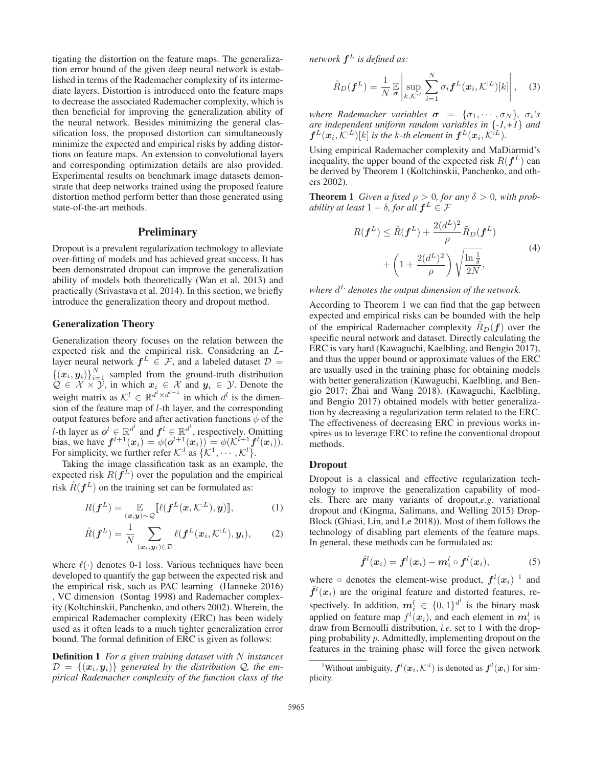tigating the distortion on the feature maps. The generalization error bound of the given deep neural network is established in terms of the Rademacher complexity of its intermediate layers. Distortion is introduced onto the feature maps to decrease the associated Rademacher complexity, which is then beneficial for improving the generalization ability of the neural network. Besides minimizing the general classification loss, the proposed distortion can simultaneously minimize the expected and empirical risks by adding distortions on feature maps. An extension to convolutional layers and corresponding optimization details are also provided. Experimental results on benchmark image datasets demonstrate that deep networks trained using the proposed feature distortion method perform better than those generated using state-of-the-art methods.

## Preliminary

Dropout is a prevalent regularization technology to alleviate over-fitting of models and has achieved great success. It has been demonstrated dropout can improve the generalization ability of models both theoretically (Wan et al. 2013) and practically (Srivastava et al. 2014). In this section, we briefly introduce the generalization theory and dropout method.

### Generalization Theory

Generalization theory focuses on the relation between the expected risk and the empirical risk. Considering an $L$-layer neural network $\boldsymbol{f}^L \in \mathcal{F}$, and a labeled dataset $\mathcal{D} = \{(\boldsymbol{x}_i, \boldsymbol{y}_i)\}_{i=1}^N$ sampled from the ground-truth distribution $\mathcal{Q} \in \mathcal{X} \times \mathcal{Y}$, in which $\boldsymbol{x}_i \in \mathcal{X}$ and $\boldsymbol{y}_i \in \mathcal{Y}$. Denote the weight matrix as $\mathcal{K}^l \in \mathbb{R}^{d^l \times d^{l-1}}$ in which $d^l$ is the dimension of the feature map of $l$-th layer, and the corresponding output features before and after activation functions $\phi$ of the $l$-th layer as $\boldsymbol{o}^l \in \mathbb{R}^{d^l}$ and $\boldsymbol{f}^l \in \mathbb{R}^{d^l}$, respectively. Omitting bias, we have $\boldsymbol{f}^{l+1}(\boldsymbol{x}_i) = \phi(\boldsymbol{o}^{l+1}(\boldsymbol{x}_i)) = \phi(\mathcal{K}^{l+1}\boldsymbol{f}^l(\boldsymbol{x}_i))$. For simplicity, we further refer $\mathcal{K}^{:l}$ as $\{\mathcal{K}^1, \cdots, \mathcal{K}^l\}$.

Taking the image classification task as an example, the expected risk $R(\boldsymbol{f}^L)$ over the population and the empirical risk $\hat{R}(\boldsymbol{f}^L)$ on the training set can be formulated as:

$$R(\boldsymbol{f}^L) = \mathop{\mathbb{E}}_{(\boldsymbol{x},\boldsymbol{y})\sim\mathcal{Q}} [\![\ell(\boldsymbol{f}^L(\boldsymbol{x}, \mathcal{K}^{:L}), \boldsymbol{y})]\!], \tag{1}$$

$$\hat{R}(\boldsymbol{f}^L) = \frac{1}{N} \sum_{(\boldsymbol{x}_i,\boldsymbol{y}_i)\in\mathcal{D}} \ell(\boldsymbol{f}^L(\boldsymbol{x}_i, \mathcal{K}^{:L}), \boldsymbol{y}_i), \tag{2}$$

where $\ell(\cdot)$ denotes 0-1 loss. Various techniques have been developed to quantify the gap between the expected risk and the empirical risk, such as PAC learning (Hanneke 2016) , VC dimension (Sontag 1998) and Rademacher complexity (Koltchinskii, Panchenko, and others 2002). Wherein, the empirical Rademacher complexity (ERC) has been widely used as it often leads to a much tighter generalization error bound. The formal definition of ERC is given as follows:

**Definition 1** *For a given training dataset with $N$ instances $\mathcal{D} = \{(\boldsymbol{x}_i, \boldsymbol{y}_i)\}$ generated by the distribution $\mathcal{Q}$, the empirical Rademacher complexity of the function class of the network $\boldsymbol{f}^L$ is defined as:*

$$\tilde{R}_D(\boldsymbol{f}^L) = \frac{1}{N} \mathop{\mathbb{E}}_{\boldsymbol{\sigma}} \left| \sup_{k,\mathcal{K}^{:L}} \sum_{i=1}^N \sigma_i \boldsymbol{f}^L(\boldsymbol{x}_i, \mathcal{K}^{:L})[k] \right|, \tag{3}$$

*where Rademacher variables $\boldsymbol{\sigma} = \{\sigma_1, \cdots, \sigma_N\}$, $\sigma_i$'s are independent uniform random variables in $\{-1,+1\}$ and $\boldsymbol{f}^L(\boldsymbol{x}_i, \mathcal{K}^{:L})[k]$ is the $k$-th element in $\boldsymbol{f}^L(\boldsymbol{x}_i, \mathcal{K}^{:L})$.*

Using empirical Rademacher complexity and MaDiarmid's inequality, the upper bound of the expected risk $R(\boldsymbol{f}^L)$ can be derived by Theorem 1 (Koltchinskii, Panchenko, and others 2002).

**Theorem 1** *Given a fixed $\rho > 0$, for any $\delta > 0$, with probability at least $1 - \delta$, for all $\boldsymbol{f}^L \in \mathcal{F}$*

$$\begin{aligned} R(\boldsymbol{f}^L) \leq \hat{R}(\boldsymbol{f}^L) &+ \frac{2(d^L)^2}{\rho} \tilde{R}_D(\boldsymbol{f}^L) \\ &+ \left(1 + \frac{2(d^L)^2}{\rho}\right) \sqrt{\frac{\ln \frac{1}{\delta}}{2N}}, \end{aligned} \tag{4}$$

*where $d^L$ denotes the output dimension of the network.*

According to Theorem 1 we can find that the gap between expected and empirical risks can be bounded with the help of the empirical Rademacher complexity $\tilde{R}_D(\boldsymbol{f})$ over the specific neural network and dataset. Directly calculating the ERC is vary hard (Kawaguchi, Kaelbling, and Bengio 2017), and thus the upper bound or approximate values of the ERC are usually used in the training phase for obtaining models with better generalization (Kawaguchi, Kaelbling, and Bengio 2017; Zhai and Wang 2018). (Kawaguchi, Kaelbling, and Bengio 2017) obtained models with better generalization by decreasing a regularization term related to the ERC. The effectiveness of decreasing ERC in previous works inspires us to leverage ERC to refine the conventional dropout methods.

### Dropout

Dropout is a classical and effective regularization technology to improve the generalization capability of models. There are many variants of dropout,*e.g.* variational dropout and (Kingma, Salimans, and Welling 2015) DropBlock (Ghiasi, Lin, and Le 2018)). Most of them follows the technology of disabling part elements of the feature maps. In general, these methods can be formulated as:

$$\hat{\boldsymbol{f}}^l(\boldsymbol{x}_i) = \boldsymbol{f}^l(\boldsymbol{x}_i) - \boldsymbol{m}_i^l \circ \boldsymbol{f}^l(\boldsymbol{x}_i), \tag{5}$$

where $\circ$ denotes the element-wise product, $\boldsymbol{f}^l(\boldsymbol{x}_i)$ [1] and $\hat{\boldsymbol{f}}^l(\boldsymbol{x}_i)$ are the original feature and distorted features, respectively. In addition, $\boldsymbol{m}_i^l \in \{0,1\}^{d^l}$ is the binary mask applied on feature map $f^l(\boldsymbol{x}_i)$, and each element in $\boldsymbol{m}_i^l$ is draw from Bernoulli distribution, *i.e.* set to 1 with the dropping probability $p$. Admittedly, implementing dropout on the features in the training phase will force the given network

[1] Without ambiguity, $\boldsymbol{f}^l(\boldsymbol{x}_i, \mathcal{K}^{:l})$ is denoted as $\boldsymbol{f}^l(\boldsymbol{x}_i)$ for simplicity.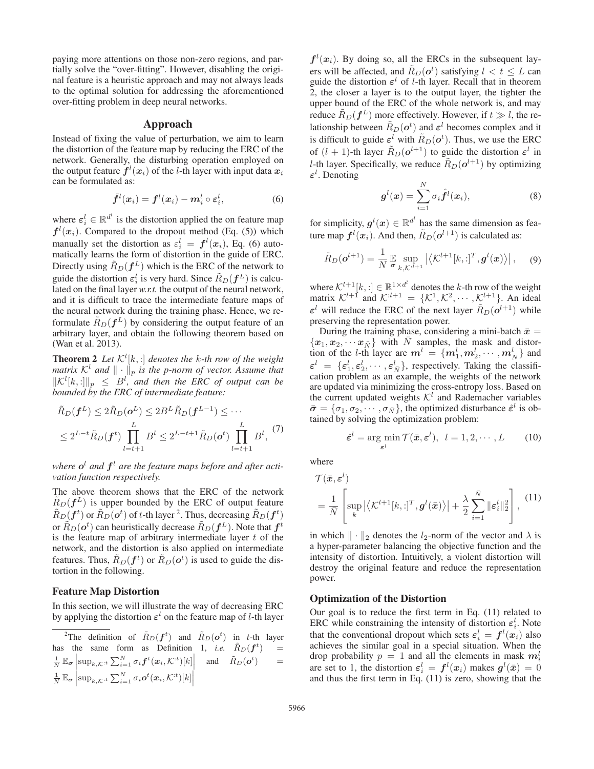paying more attentions on those non-zero regions, and partially solve the "over-fitting". However, disabling the original feature is a heuristic approach and may not always leads to the optimal solution for addressing the aforementioned over-fitting problem in deep neural networks.

## Approach

Instead of fixing the value of perturbation, we aim to learn the distortion of the feature map by reducing the ERC of the network. Generally, the disturbing operation employed on the output feature $\boldsymbol{f}^l(\boldsymbol{x}_i)$ of the $l$-th layer with input data $\boldsymbol{x}_i$ can be formulated as:

$$\hat{\boldsymbol{f}}^l(\boldsymbol{x}_i) = \boldsymbol{f}^l(\boldsymbol{x}_i) - \boldsymbol{m}_i^l \circ \boldsymbol{\varepsilon}_i^l, \tag{6}$$

where $\boldsymbol{\varepsilon}_i^l \in \mathbb{R}^{d^l}$ is the distortion applied the on feature map $\boldsymbol{f}^l(\boldsymbol{x}_i)$. Compared to the dropout method (Eq. (5)) which manually set the distortion as $\varepsilon_i^l = \boldsymbol{f}^l(\boldsymbol{x}_i)$, Eq. (6) automatically learns the form of distortion in the guide of ERC. Directly using $\tilde{R}_D(\boldsymbol{f}^L)$ which is the ERC of the network to guide the distortion $\boldsymbol{\varepsilon}_i^l$ is very hard. Since $\tilde{R}_D(\boldsymbol{f}^L)$ is calculated on the final layer *w.r.t.* the output of the neural network, and it is difficult to trace the intermediate feature maps of the neural network during the training phase. Hence, we reformulate $\tilde{R}_D(\boldsymbol{f}^L)$ by considering the output feature of an arbitrary layer, and obtain the following theorem based on (Wan et al. 2013).

**Theorem 2** *Let $\mathcal{K}^l[k,:]$ denotes the $k$-th row of the weight matrix $\mathcal{K}^l$ and $\|\cdot\|_p$ is the p-norm of vector. Assume that $\|\mathcal{K}^l[k,:]\|_p \le B^l$, and then the ERC of output can be bounded by the ERC of intermediate feature:*

$$\begin{aligned}
\tilde{R}_D(\boldsymbol{f}^L) &\le 2\tilde{R}_D(\boldsymbol{o}^L) \le 2B^L\tilde{R}_D(\boldsymbol{f}^{L-1}) \le \cdots \\
&\le 2^{L-t}\tilde{R}_D(\boldsymbol{f}^t)\prod_{l=t+1}^{L} B^l \le 2^{L-t+1}\tilde{R}_D(\boldsymbol{o}^t)\prod_{l=t+1}^{L} B^l,
\end{aligned} \tag{7}$$

*where $\boldsymbol{o}^l$ and $\boldsymbol{f}^l$ are the feature maps before and after activation function respectively.*

The above theorem shows that the ERC of the network $\tilde{R}_D(\boldsymbol{f}^L)$ is upper bounded by the ERC of output feature $\tilde{R}_D(\boldsymbol{f}^t)$ or $\tilde{R}_D(\boldsymbol{o}^t)$ of $t$-th layer [2]. Thus, decreasing $\tilde{R}_D(\boldsymbol{f}^t)$ or $\tilde{R}_D(\boldsymbol{o}^t)$ can heuristically decrease $\tilde{R}_D(\boldsymbol{f}^L)$. Note that $\boldsymbol{f}^t$ is the feature map of arbitrary intermediate layer $t$ of the network, and the distortion is also applied on intermediate features. Thus, $\tilde{R}_D(\boldsymbol{f}^t)$ or $\tilde{R}_D(\boldsymbol{o}^t)$ is used to guide the distortion in the following.

### Feature Map Distortion

In this section, we will illustrate the way of decreasing ERC by applying the distortion $\boldsymbol{\varepsilon}^l$ on the feature map of $l$-th layer $\boldsymbol{f}^l(\boldsymbol{x}_i)$. By doing so, all the ERCs in the subsequent layers will be affected, and $\tilde{R}_D(\boldsymbol{o}^t)$ satisfying $l < t \le L$ can guide the distortion $\boldsymbol{\varepsilon}^l$ of $l$-th layer. Recall that in theorem 2, the closer a layer is to the output layer, the tighter the upper bound of the ERC of the whole network is, and may reduce $\tilde{R}_D(\boldsymbol{f}^L)$ more effectively. However, if $t \gg l$, the relationship between $\tilde{R}_D(\boldsymbol{o}^t)$ and $\boldsymbol{\varepsilon}^l$ becomes complex and it is difficult to guide $\boldsymbol{\varepsilon}^l$ with $\tilde{R}_D(\boldsymbol{o}^t)$. Thus, we use the ERC of $(l+1)$-th layer $\tilde{R}_D(\boldsymbol{o}^{l+1})$ to guide the distortion $\boldsymbol{\varepsilon}^l$ in $l$-th layer. Specifically, we reduce $\tilde{R}_D(\boldsymbol{o}^{l+1})$ by optimizing $\boldsymbol{\varepsilon}^l$. Denoting

$$\boldsymbol{g}^l(\boldsymbol{x}) = \sum_{i=1}^{N}\sigma_i\hat{\boldsymbol{f}}^l(\boldsymbol{x}_i), \tag{8}$$

for simplicity, $\boldsymbol{g}^l(\boldsymbol{x}) \in \mathbb{R}^{d^l}$ has the same dimension as feature map $\boldsymbol{f}^l(\boldsymbol{x}_i)$. And then, $\tilde{R}_D(\boldsymbol{o}^{l+1})$ is calculated as:

$$\tilde{R}_D(\boldsymbol{o}^{l+1}) = \frac{1}{N}\mathop{\mathbb{E}}_{\boldsymbol{\sigma}}\sup_{k,\mathcal{K}^{:l+1}}\left|\left\langle\mathcal{K}^{l+1}[k,:]^T, \boldsymbol{g}^l(\boldsymbol{x})\right\rangle\right|, \tag{9}$$

where $\mathcal{K}^{l+1}[k,:] \in \mathbb{R}^{1\times d^l}$ denotes the $k$-th row of the weight matrix $\mathcal{K}^{l+1}$ and $\mathcal{K}^{:l+1} = \{\mathcal{K}^1, \mathcal{K}^2, \cdots, \mathcal{K}^{l+1}\}$. An ideal $\boldsymbol{\varepsilon}^l$ will reduce the ERC of the next layer $\tilde{R}_D(\boldsymbol{o}^{l+1})$ while preserving the representation power.

During the training phase, considering a mini-batch $\bar{\boldsymbol{x}} = \{\boldsymbol{x}_1, \boldsymbol{x}_2, \cdots \boldsymbol{x}_{\bar{N}}\}$ with $\bar{N}$ samples, the mask and distortion of the $l$-th layer are $\boldsymbol{m}^l = \{\boldsymbol{m}_1^l, \boldsymbol{m}_2^l, \cdots, \boldsymbol{m}_{\bar{N}}^l\}$ and $\boldsymbol{\varepsilon}^l = \{\boldsymbol{\varepsilon}_1^l, \boldsymbol{\varepsilon}_2^l, \cdots, \boldsymbol{\varepsilon}_{\bar{N}}^l\}$, respectively. Taking the classification problem as an example, the weights of the network are updated via minimizing the cross-entropy loss. Based on the current updated weights $\mathcal{K}^l$ and Rademacher variables $\bar{\boldsymbol{\sigma}} = \{\sigma_1, \sigma_2, \cdots, \sigma_{\bar{N}}\}$, the optimized disturbance $\hat{\boldsymbol{\varepsilon}}^l$ is obtained by solving the optimization problem:

$$\hat{\boldsymbol{\varepsilon}}^l = \arg\min_{\boldsymbol{\varepsilon}^l}\mathcal{T}(\bar{\boldsymbol{x}}, \boldsymbol{\varepsilon}^l), \;\; l = 1, 2, \cdots, L \tag{10}$$

where

$$\begin{aligned}
&\mathcal{T}(\bar{\boldsymbol{x}}, \boldsymbol{\varepsilon}^l) \\
&= \frac{1}{\bar{N}}\left[\sup_k\left|\left\langle\mathcal{K}^{l+1}[k,:]^T, \boldsymbol{g}^l(\bar{\boldsymbol{x}})\right\rangle\right| + \frac{\lambda}{2}\sum_{i=1}^{\bar{N}}\|\boldsymbol{\varepsilon}_i^l\|_2^2\right],
\end{aligned} \tag{11}$$

in which $\|\cdot\|_2$ denotes the $l_2$-norm of the vector and $\lambda$ is a hyper-parameter balancing the objective function and the intensity of distortion. Intuitively, a violent distortion will destroy the original feature and reduce the representation power.

### Optimization of the Distortion

Our goal is to reduce the first term in Eq. (11) related to ERC while constraining the intensity of distortion $\boldsymbol{\varepsilon}_i^l$. Note that the conventional dropout which sets $\boldsymbol{\varepsilon}_i^l = \boldsymbol{f}^l(\boldsymbol{x}_i)$ also achieves the similar goal in a special situation. When the drop probability $p = 1$ and all the elements in mask $\boldsymbol{m}_i^l$ are set to 1, the distortion $\boldsymbol{\varepsilon}_i^l = \boldsymbol{f}^l(\boldsymbol{x}_i)$ makes $\boldsymbol{g}^l(\bar{\boldsymbol{x}}) = 0$ and thus the first term in Eq. (11) is zero, showing that the

[2] The definition of $\tilde{R}_D(\boldsymbol{f}^t)$ and $\tilde{R}_D(\boldsymbol{o}^t)$ in $t$-th layer has the same form as Definition 1, *i.e.* $\tilde{R}_D(\boldsymbol{f}^t) = \frac{1}{N}\mathbb{E}_{\boldsymbol{\sigma}}\left|\sup_{k,\mathcal{K}^{:t}}\sum_{i=1}^{N}\sigma_i\boldsymbol{f}^t(\boldsymbol{x}_i,\mathcal{K}^{:t})[k]\right|$ and $\tilde{R}_D(\boldsymbol{o}^t) = \frac{1}{N}\mathbb{E}_{\boldsymbol{\sigma}}\left|\sup_{k,\mathcal{K}^{:t}}\sum_{i=1}^{N}\sigma_i\boldsymbol{o}^t(\boldsymbol{x}_i,\mathcal{K}^{:t})[k]\right|$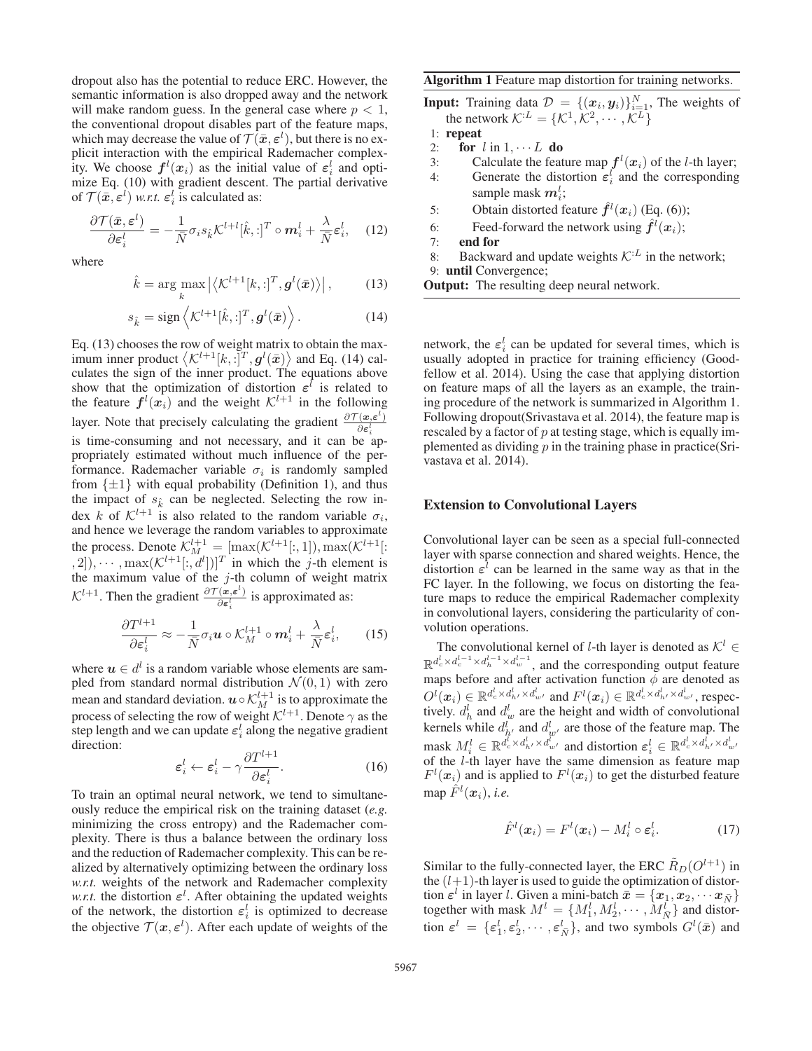dropout also has the potential to reduce ERC. However, the semantic information is also dropped away and the network will make random guess. In the general case where $p < 1$, the conventional dropout disables part of the feature maps, which may decrease the value of $\mathcal{T}(\bar{\boldsymbol{x}}, \boldsymbol{\varepsilon}^l)$, but there is no explicit interaction with the empirical Rademacher complexity. We choose $\boldsymbol{f}^l(\boldsymbol{x}_i)$ as the initial value of $\boldsymbol{\varepsilon}_i^l$ and optimize Eq. (10) with gradient descent. The partial derivative of $\mathcal{T}(\bar{\boldsymbol{x}}, \boldsymbol{\varepsilon}^l)$ *w.r.t.* $\boldsymbol{\varepsilon}_i^l$ is calculated as:

$$\frac{\partial \mathcal{T}(\bar{\boldsymbol{x}}, \boldsymbol{\varepsilon}^l)}{\partial \boldsymbol{\varepsilon}_i^l} = -\frac{1}{\bar{N}} \sigma_i s_{\hat{k}} \mathcal{K}^{l+l}[\hat{k}, :]^T \circ \boldsymbol{m}_i^l + \frac{\lambda}{\bar{N}} \boldsymbol{\varepsilon}_i^l, \quad (12)$$

where

$$\hat{k} = \arg\max_k \left| \left\langle \mathcal{K}^{l+1}[k, :]^T, \boldsymbol{g}^l(\bar{\boldsymbol{x}}) \right\rangle \right|, \quad (13)$$

$$s_{\hat{k}} = \text{sign} \left\langle \mathcal{K}^{l+1}[\hat{k}, :]^T, \boldsymbol{g}^l(\bar{\boldsymbol{x}}) \right\rangle. \quad (14)$$

Eq. (13) chooses the row of weight matrix to obtain the maximum inner product $\left\langle \mathcal{K}^{l+1}[k, :]^T, \boldsymbol{g}^l(\bar{\boldsymbol{x}}) \right\rangle$ and Eq. (14) calculates the sign of the inner product. The equations above show that the optimization of distortion $\boldsymbol{\varepsilon}^l$ is related to the feature $\boldsymbol{f}^l(\boldsymbol{x}_i)$ and the weight $\mathcal{K}^{l+1}$ in the following layer. Note that precisely calculating the gradient $\frac{\partial \mathcal{T}(\boldsymbol{x}, \boldsymbol{\varepsilon}^l)}{\partial \boldsymbol{\varepsilon}_i^l}$ is time-consuming and not necessary, and it can be appropriately estimated without much influence of the performance. Rademacher variable $\sigma_i$ is randomly sampled from $\{\pm 1\}$ with equal probability (Definition 1), and thus the impact of $s_{\hat{k}}$ can be neglected. Selecting the row index $k$ of $\mathcal{K}^{l+1}$ is also related to the random variable $\sigma_i$, and hence we leverage the random variables to approximate the process. Denote $\mathcal{K}_M^{l+1} = [\max(\mathcal{K}^{l+1}[:, 1]), \max(\mathcal{K}^{l+1}[:, 2]), \cdots, \max(\mathcal{K}^{l+1}[:, d^l])]^T$ in which the $j$-th element is the maximum value of the $j$-th column of weight matrix $\mathcal{K}^{l+1}$. Then the gradient $\frac{\partial \mathcal{T}(\boldsymbol{x}, \boldsymbol{\varepsilon}^l)}{\partial \boldsymbol{\varepsilon}_i^l}$ is approximated as:

$$\frac{\partial T^{l+1}}{\partial \boldsymbol{\varepsilon}_i^l} \approx -\frac{1}{\bar{N}} \sigma_i \boldsymbol{u} \circ \mathcal{K}_M^{l+1} \circ \boldsymbol{m}_i^l + \frac{\lambda}{\bar{N}} \boldsymbol{\varepsilon}_i^l, \quad (15)$$

where $\boldsymbol{u} \in d^l$ is a random variable whose elements are sampled from standard normal distribution $\mathcal{N}(0, 1)$ with zero mean and standard deviation. $\boldsymbol{u} \circ \mathcal{K}_M^{l+1}$ is to approximate the process of selecting the row of weight $\mathcal{K}^{l+1}$. Denote $\gamma$ as the step length and we can update $\boldsymbol{\varepsilon}_i^l$ along the negative gradient direction:

$$\boldsymbol{\varepsilon}_i^l \leftarrow \boldsymbol{\varepsilon}_i^l - \gamma \frac{\partial T^{l+1}}{\partial \boldsymbol{\varepsilon}_i^l}. \quad (16)$$

To train an optimal neural network, we tend to simultaneously reduce the empirical risk on the training dataset (*e.g.* minimizing the cross entropy) and the Rademacher complexity. There is thus a balance between the ordinary loss and the reduction of Rademacher complexity. This can be realized by alternatively optimizing between the ordinary loss *w.r.t.* weights of the network and Rademacher complexity *w.r.t.* the distortion $\boldsymbol{\varepsilon}^l$. After obtaining the updated weights of the network, the distortion $\boldsymbol{\varepsilon}_i^l$ is optimized to decrease the objective $\mathcal{T}(\boldsymbol{x}, \boldsymbol{\varepsilon}^l)$. After each update of weights of the network, the $\boldsymbol{\varepsilon}_i^l$ can be updated for several times, which is usually adopted in practice for training efficiency (Goodfellow et al. 2014). Using the case that applying distortion on feature maps of all the layers as an example, the training procedure of the network is summarized in Algorithm 1. Following dropout(Srivastava et al. 2014), the feature map is rescaled by a factor of $p$ at testing stage, which is equally implemented as dividing $p$ in the training phase in practice(Srivastava et al. 2014).

**Algorithm 1** Feature map distortion for training networks.

**Input:** Training data $\mathcal{D} = \{(\boldsymbol{x}_i, \boldsymbol{y}_i)\}_{i=1}^N$, The weights of the network $\mathcal{K}^{:L} = \{\mathcal{K}^1, \mathcal{K}^2, \cdots, \mathcal{K}^L\}$

1: **repeat**
2: &nbsp;&nbsp;**for** $l$ in $1, \cdots L$ **do**
3: &nbsp;&nbsp;&nbsp;&nbsp;Calculate the feature map $\boldsymbol{f}^l(\boldsymbol{x}_i)$ of the $l$-th layer;
4: &nbsp;&nbsp;&nbsp;&nbsp;Generate the distortion $\boldsymbol{\varepsilon}_i^l$ and the corresponding sample mask $\boldsymbol{m}_i^l$;
5: &nbsp;&nbsp;&nbsp;&nbsp;Obtain distorted feature $\hat{\boldsymbol{f}}^l(\boldsymbol{x}_i)$ (Eq. (6));
6: &nbsp;&nbsp;&nbsp;&nbsp;Feed-forward the network using $\hat{\boldsymbol{f}}^l(\boldsymbol{x}_i)$;
7: &nbsp;&nbsp;**end for**
8: &nbsp;&nbsp;Backward and update weights $\mathcal{K}^{:L}$ in the network;
9: **until** Convergence;

**Output:** The resulting deep neural network.

## Extension to Convolutional Layers

Convolutional layer can be seen as a special full-connected layer with sparse connection and shared weights. Hence, the distortion $\boldsymbol{\varepsilon}^l$ can be learned in the same way as that in the FC layer. In the following, we focus on distorting the feature maps to reduce the empirical Rademacher complexity in convolutional layers, considering the particularity of convolution operations.

The convolutional kernel of $l$-th layer is denoted as $\mathcal{K}^l \in \mathbb{R}^{d_c^l \times d_c^{l-1} \times d_h^{l-1} \times d_w^{l-1}}$, and the corresponding output feature maps before and after activation function $\phi$ are denoted as $O^l(\boldsymbol{x}_i) \in \mathbb{R}^{d_c^l \times d_{h'}^l \times d_{w'}^l}$ and $F^l(\boldsymbol{x}_i) \in \mathbb{R}^{d_c^l \times d_{h'}^l \times d_{w'}^l}$, respectively. $d_h^l$ and $d_w^l$ are the height and width of convolutional kernels while $d_{h'}^l$ and $d_{w'}^l$ are those of the feature map. The mask $M_i^l \in \mathbb{R}^{d_c^l \times d_{h'}^l \times d_{w'}^l}$ and distortion $\boldsymbol{\varepsilon}_i^l \in \mathbb{R}^{d_c^l \times d_{h'}^l \times d_{w'}^l}$ of the $l$-th layer have the same dimension as feature map $F^l(\boldsymbol{x}_i)$ and is applied to $F^l(\boldsymbol{x}_i)$ to get the disturbed feature map $\hat{F}^l(\boldsymbol{x}_i)$, *i.e.*

$$\hat{F}^l(\boldsymbol{x}_i) = F^l(\boldsymbol{x}_i) - M_i^l \circ \boldsymbol{\varepsilon}_i^l. \quad (17)$$

Similar to the fully-connected layer, the ERC $\tilde{R}_D(O^{l+1})$ in the $(l+1)$-th layer is used to guide the optimization of distortion $\boldsymbol{\varepsilon}^l$ in layer $l$. Given a mini-batch $\bar{\boldsymbol{x}} = \{\boldsymbol{x}_1, \boldsymbol{x}_2, \cdots \boldsymbol{x}_{\bar{N}}\}$ together with mask $M^l = \{M_1^l, M_2^l, \cdots, M_{\bar{N}}^l\}$ and distortion $\boldsymbol{\varepsilon}^l = \{\boldsymbol{\varepsilon}_1^l, \boldsymbol{\varepsilon}_2^l, \cdots, \boldsymbol{\varepsilon}_{\bar{N}}^l\}$, and two symbols $G^l(\bar{\boldsymbol{x}})$ and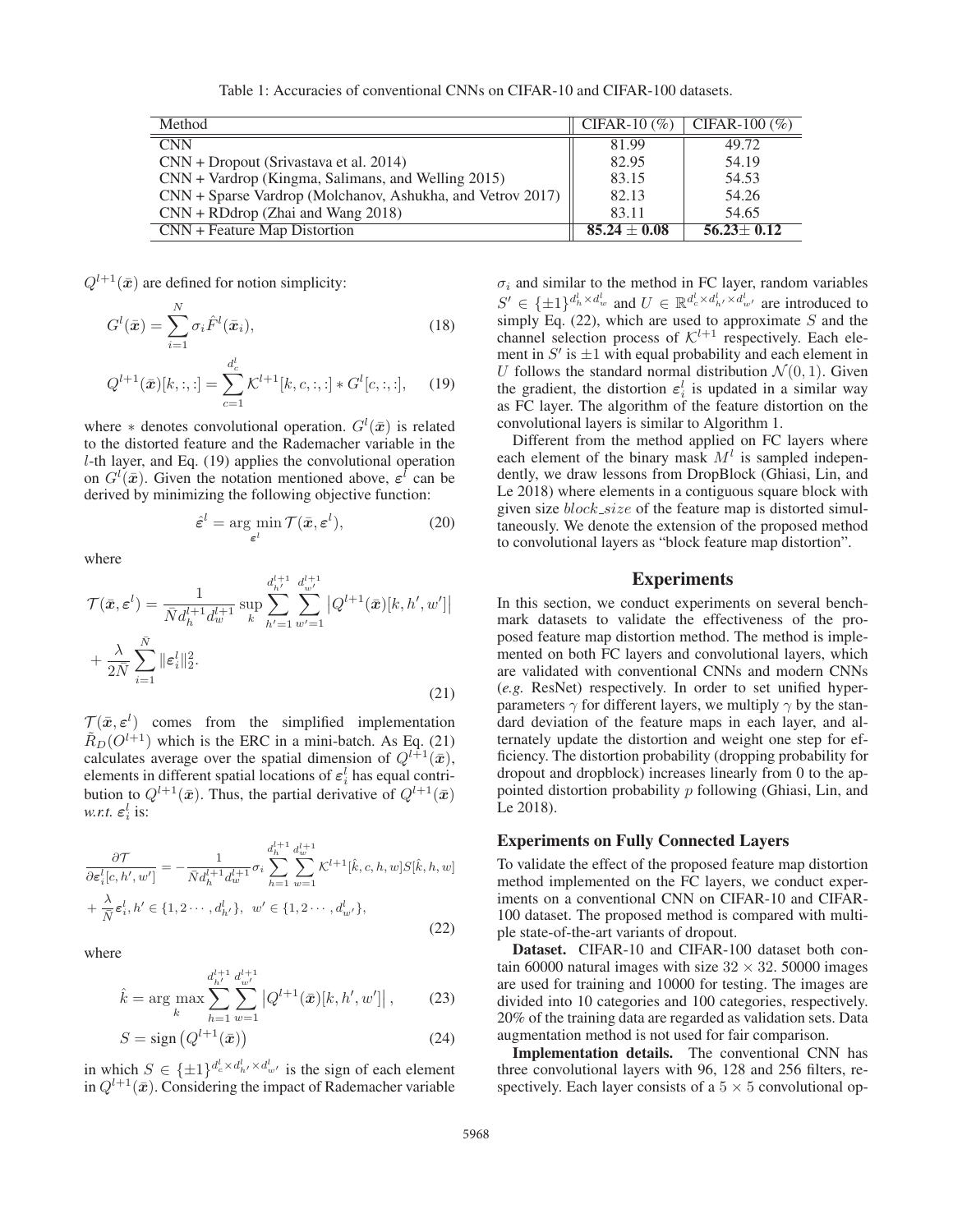Table 1: Accuracies of conventional CNNs on CIFAR-10 and CIFAR-100 datasets.

| Method | CIFAR-10 (%) | CIFAR-100 (%) |
|---|---|---|
| CNN | 81.99 | 49.72 |
| CNN + Dropout (Srivastava et al. 2014) | 82.95 | 54.19 |
| CNN + Vardrop (Kingma, Salimans, and Welling 2015) | 83.15 | 54.53 |
| CNN + Sparse Vardrop (Molchanov, Ashukha, and Vetrov 2017) | 82.13 | 54.26 |
| CNN + RDdrop (Zhai and Wang 2018) | 83.11 | 54.65 |
| CNN + Feature Map Distortion | **85.24 ± 0.08** | **56.23± 0.12** |

$Q^{l+1}(\bar{\boldsymbol{x}})$ are defined for notion simplicity:

$$G^l(\bar{\boldsymbol{x}}) = \sum_{i=1}^{N} \sigma_i \hat{F}^l(\bar{\boldsymbol{x}}_i), \tag{18}$$

$$Q^{l+1}(\bar{\boldsymbol{x}})[k,:,:] = \sum_{c=1}^{d_c^l} \mathcal{K}^{l+1}[k,c,:,:] * G^l[c,:,:], \tag{19}$$

where $*$ denotes convolutional operation. $G^l(\bar{\boldsymbol{x}})$ is related to the distorted feature and the Rademacher variable in the $l$-th layer, and Eq. (19) applies the convolutional operation on $G^l(\bar{\boldsymbol{x}})$. Given the notation mentioned above, $\boldsymbol{\varepsilon}^l$ can be derived by minimizing the following objective function:

$$\hat{\boldsymbol{\varepsilon}}^l = \arg\min_{\boldsymbol{\varepsilon}^l} \mathcal{T}(\bar{\boldsymbol{x}}, \boldsymbol{\varepsilon}^l), \tag{20}$$

where

$$\mathcal{T}(\bar{\boldsymbol{x}}, \boldsymbol{\varepsilon}^l) = \frac{1}{\bar{N} d_h^{l+1} d_w^{l+1}} \sup_k \sum_{h'=1}^{d_{h'}^{l+1}} \sum_{w'=1}^{d_{w'}^{l+1}} \left| Q^{l+1}(\bar{\boldsymbol{x}})[k,h',w'] \right| + \frac{\lambda}{2\bar{N}} \sum_{i=1}^{\bar{N}} \|\boldsymbol{\varepsilon}_i^l\|_2^2. \tag{21}$$

$\mathcal{T}(\bar{\boldsymbol{x}}, \boldsymbol{\varepsilon}^l)$ comes from the simplified implementation $\tilde{R}_D(O^{l+1})$ which is the ERC in a mini-batch. As Eq. (21) calculates average over the spatial dimension of $Q^{l+1}(\bar{\boldsymbol{x}})$, elements in different spatial locations of $\boldsymbol{\varepsilon}_i^l$ has equal contribution to $Q^{l+1}(\bar{\boldsymbol{x}})$. Thus, the partial derivative of $Q^{l+1}(\bar{\boldsymbol{x}})$ *w.r.t.* $\boldsymbol{\varepsilon}_i^l$ is:

$$\frac{\partial \mathcal{T}}{\partial \boldsymbol{\varepsilon}_i^l[c,h',w']} = -\frac{1}{\bar{N} d_h^{l+1} d_w^{l+1}} \sigma_i \sum_{h=1}^{d_h^{l+1}} \sum_{w=1}^{d_w^{l+1}} \mathcal{K}^{l+1}[\hat{k},c,h,w] S[\hat{k},h,w] + \frac{\lambda}{\bar{N}} \boldsymbol{\varepsilon}_i^l, h' \in \{1,2\cdots,d_{h'}^l\},\ \ w' \in \{1,2\cdots,d_{w'}^l\}, \tag{22}$$

where

$$\hat{k} = \arg\max_k \sum_{h=1}^{d_{h'}^{l+1}} \sum_{w=1}^{d_{w'}^{l+1}} \left| Q^{l+1}(\bar{\boldsymbol{x}})[k,h',w'] \right|, \tag{23}$$

$$S = \mathrm{sign}\left(Q^{l+1}(\bar{\boldsymbol{x}})\right) \tag{24}$$

in which $S \in \{\pm 1\}^{d_c^l \times d_{h'}^l \times d_{w'}^l}$ is the sign of each element in $Q^{l+1}(\bar{\boldsymbol{x}})$. Considering the impact of Rademacher variable $\sigma_i$ and similar to the method in FC layer, random variables $S' \in \{\pm 1\}^{d_h^l \times d_w^l}$ and $U \in \mathbb{R}^{d_c^l \times d_{h'}^l \times d_{w'}^l}$ are introduced to simply Eq. (22), which are used to approximate $S$ and the channel selection process of $\mathcal{K}^{l+1}$ respectively. Each element in $S'$ is $\pm 1$ with equal probability and each element in $U$ follows the standard normal distribution $\mathcal{N}(0,1)$. Given the gradient, the distortion $\boldsymbol{\varepsilon}_i^l$ is updated in a similar way as FC layer. The algorithm of the feature distortion on the convolutional layers is similar to Algorithm 1.

Different from the method applied on FC layers where each element of the binary mask $M^l$ is sampled independently, we draw lessons from DropBlock (Ghiasi, Lin, and Le 2018) where elements in a contiguous square block with given size $block\_size$ of the feature map is distorted simultaneously. We denote the extension of the proposed method to convolutional layers as "block feature map distortion".

## Experiments

In this section, we conduct experiments on several benchmark datasets to validate the effectiveness of the proposed feature map distortion method. The method is implemented on both FC layers and convolutional layers, which are validated with conventional CNNs and modern CNNs (*e.g.* ResNet) respectively. In order to set unified hyper-parameters $\gamma$ for different layers, we multiply $\gamma$ by the standard deviation of the feature maps in each layer, and alternately update the distortion and weight one step for efficiency. The distortion probability (dropping probability for dropout and dropblock) increases linearly from 0 to the appointed distortion probability $p$ following (Ghiasi, Lin, and Le 2018).

### Experiments on Fully Connected Layers

To validate the effect of the proposed feature map distortion method implemented on the FC layers, we conduct experiments on a conventional CNN on CIFAR-10 and CIFAR-100 dataset. The proposed method is compared with multiple state-of-the-art variants of dropout.

**Dataset.** CIFAR-10 and CIFAR-100 dataset both contain 60000 natural images with size $32 \times 32$. 50000 images are used for training and 10000 for testing. The images are divided into 10 categories and 100 categories, respectively. 20% of the training data are regarded as validation sets. Data augmentation method is not used for fair comparison.

**Implementation details.** The conventional CNN has three convolutional layers with 96, 128 and 256 filters, respectively. Each layer consists of a $5 \times 5$ convolutional op-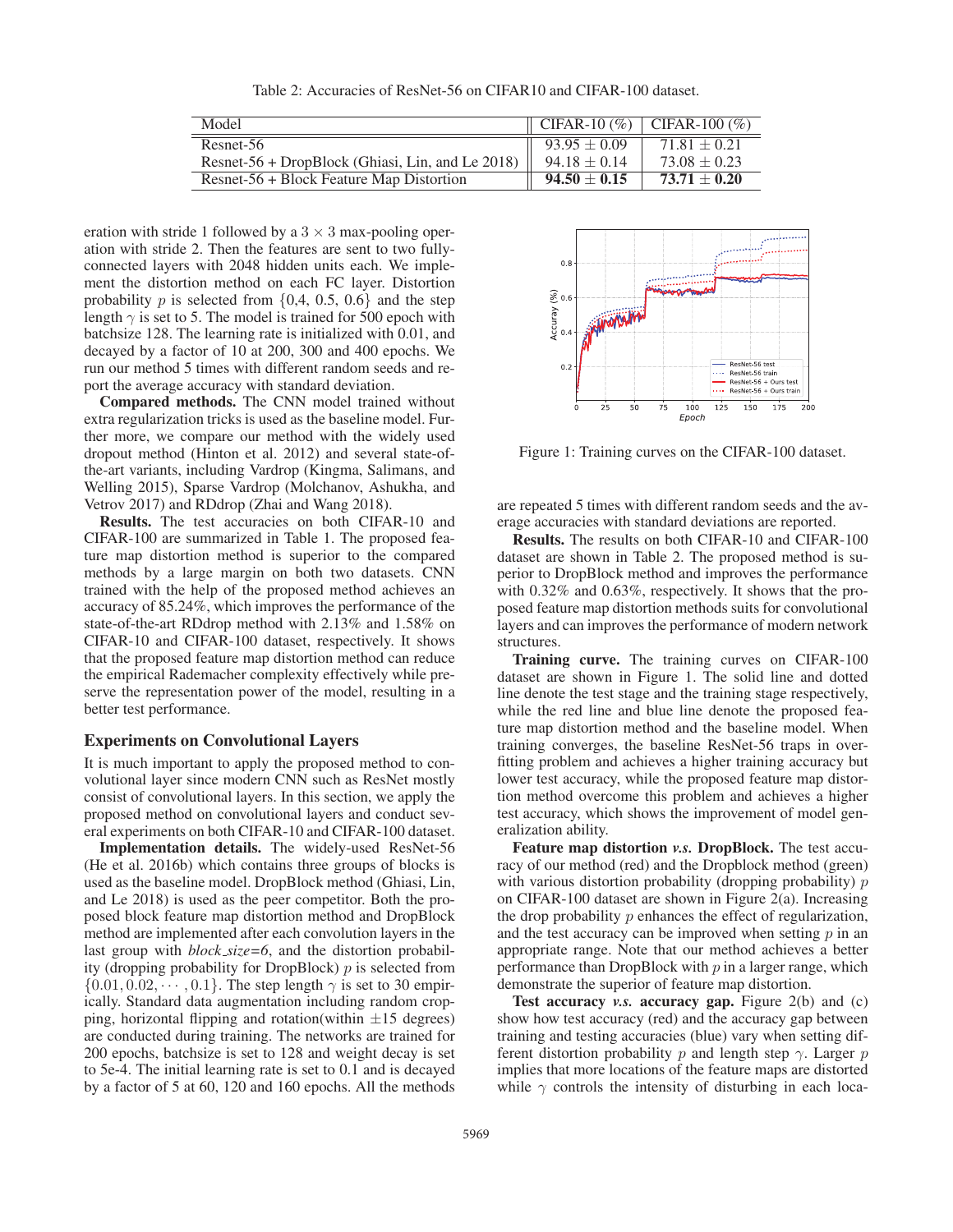Table 2: Accuracies of ResNet-56 on CIFAR10 and CIFAR-100 dataset.

| Model | CIFAR-10 (%) | CIFAR-100 (%) |
|---|---|---|
| Resnet-56 | $93.95 \pm 0.09$ | $71.81 \pm 0.21$ |
| Resnet-56 + DropBlock (Ghiasi, Lin, and Le 2018) | $94.18 \pm 0.14$ | $73.08 \pm 0.23$ |
| Resnet-56 + Block Feature Map Distortion | **94.50 ± 0.15** | **73.71 ± 0.20** |

eration with stride 1 followed by a $3 \times 3$ max-pooling operation with stride 2. Then the features are sent to two fully-connected layers with 2048 hidden units each. We implement the distortion method on each FC layer. Distortion probability $p$ is selected from $\{0{,}4, 0.5, 0.6\}$ and the step length $\gamma$ is set to 5. The model is trained for 500 epoch with batchsize 128. The learning rate is initialized with 0.01, and decayed by a factor of 10 at 200, 300 and 400 epochs. We run our method 5 times with different random seeds and report the average accuracy with standard deviation.

**Compared methods.** The CNN model trained without extra regularization tricks is used as the baseline model. Further more, we compare our method with the widely used dropout method (Hinton et al. 2012) and several state-of-the-art variants, including Vardrop (Kingma, Salimans, and Welling 2015), Sparse Vardrop (Molchanov, Ashukha, and Vetrov 2017) and RDdrop (Zhai and Wang 2018).

**Results.** The test accuracies on both CIFAR-10 and CIFAR-100 are summarized in Table 1. The proposed feature map distortion method is superior to the compared methods by a large margin on both two datasets. CNN trained with the help of the proposed method achieves an accuracy of 85.24%, which improves the performance of the state-of-the-art RDdrop method with 2.13% and 1.58% on CIFAR-10 and CIFDAR-100 dataset, respectively. It shows that the proposed feature map distortion method can reduce the empirical Rademacher complexity effectively while preserve the representation power of the model, resulting in a better test performance.

## Experiments on Convolutional Layers

It is much important to apply the proposed method to convolutional layer since modern CNN such as ResNet mostly consist of convolutional layers. In this section, we apply the proposed method on convolutional layers and conduct several experiments on both CIFAR-10 and CIFAR-100 dataset.

**Implementation details.** The widely-used ResNet-56 (He et al. 2016b) which contains three groups of blocks is used as the baseline model. DropBlock method (Ghiasi, Lin, and Le 2018) is used as the peer competitor. Both the proposed block feature map distortion method and DropBlock method are implemented after each convolution layers in the last group with *block_size=6*, and the distortion probability (dropping probability for DropBlock) $p$ is selected from $\{0.01, 0.02, \cdots, 0.1\}$. The step length $\gamma$ is set to 30 empirically. Standard data augmentation including random cropping, horizontal flipping and rotation(within $\pm 15$ degrees) are conducted during training. The networks are trained for 200 epochs, batchsize is set to 128 and weight decay is set to 5e-4. The initial learning rate is set to 0.1 and is decayed by a factor of 5 at 60, 120 and 160 epochs. All the methods are repeated 5 times with different random seeds and the average accuracies with standard deviations are reported.

Figure 1: Training curves on the CIFAR-100 dataset.

**Results.** The results on both CIFAR-10 and CIFAR-100 dataset are shown in Table 2. The proposed method is superior to DropBlock method and improves the performance with 0.32% and 0.63%, respectively. It shows that the proposed feature map distortion methods suits for convolutional layers and can improves the performance of modern network structures.

**Training curve.** The training curves on CIFAR-100 dataset are shown in Figure 1. The solid line and dotted line denote the test stage and the training stage respectively, while the red line and blue line denote the proposed feature map distortion method and the baseline model. When training converges, the baseline ResNet-56 traps in overfitting problem and achieves a higher training accuracy but lower test accuracy, while the proposed feature map distortion method overcome this problem and achieves a higher test accuracy, which shows the improvement of model generalization ability.

**Feature map distortion *v.s.* DropBlock.** The test accuracy of our method (red) and the Dropblock method (green) with various distortion probability (dropping probability) $p$ on CIFAR-100 dataset are shown in Figure 2(a). Increasing the drop probability $p$ enhances the effect of regularization, and the test accuracy can be improved when setting $p$ in an appropriate range. Note that our method achieves a better performance than DropBlock with $p$ in a larger range, which demonstrate the superior of feature map distortion.

**Test accuracy *v.s.* accuracy gap.** Figure 2(b) and (c) show how test accuracy (red) and the accuracy gap between training and testing accuracies (blue) vary when setting different distortion probability $p$ and length step $\gamma$. Larger $p$ implies that more locations of the feature maps are distorted while $\gamma$ controls the intensity of disturbing in each loca-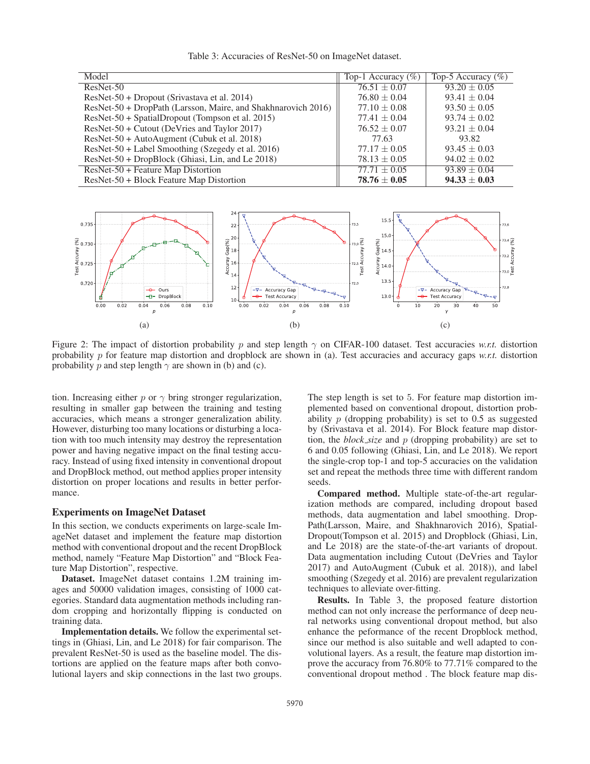Table 3: Accuracies of ResNet-50 on ImageNet dataset.

| Model | Top-1 Accuracy (%) | Top-5 Accuracy (%) |
|---|---|---|
| ResNet-50 | $76.51 \pm 0.07$ | $93.20 \pm 0.05$ |
| ResNet-50 + Dropout (Srivastava et al. 2014) | $76.80 \pm 0.04$ | $93.41 \pm 0.04$ |
| ResNet-50 + DropPath (Larsson, Maire, and Shakhnarovich 2016) | $77.10 \pm 0.08$ | $93.50 \pm 0.05$ |
| ResNet-50 + SpatialDropout (Tompson et al. 2015) | $77.41 \pm 0.04$ | $93.74 \pm 0.02$ |
| ResNet-50 + Cutout (DeVries and Taylor 2017) | $76.52 \pm 0.07$ | $93.21 \pm 0.04$ |
| ResNet-50 + AutoAugment (Cubuk et al. 2018) | 77.63 | 93.82 |
| ResNet-50 + Label Smoothing (Szegedy et al. 2016) | $77.17 \pm 0.05$ | $93.45 \pm 0.03$ |
| ResNet-50 + DropBlock (Ghiasi, Lin, and Le 2018) | $78.13 \pm 0.05$ | $94.02 \pm 0.02$ |
| ResNet-50 + Feature Map Distortion | $77.71 \pm 0.05$ | $93.89 \pm 0.04$ |
| ResNet-50 + Block Feature Map Distortion | $\mathbf{78.76 \pm 0.05}$ | $\mathbf{94.33 \pm 0.03}$ |

Figure 2: The impact of distortion probability $p$ and step length $\gamma$ on CIFAR-100 dataset. Test accuracies *w.r.t.* distortion probability $p$ for feature map distortion and dropblock are shown in (a). Test accuracies and accuracy gaps *w.r.t.* distortion probability $p$ and step length $\gamma$ are shown in (b) and (c).

tion. Increasing either $p$ or $\gamma$ bring stronger regularization, resulting in smaller gap between the training and testing accuracies, which means a stronger generalization ability. However, disturbing too many locations or disturbing a location with too much intensity may destroy the representation power and having negative impact on the final testing accuracy. Instead of using fixed intensity in conventional dropout and DropBlock method, out method applies proper intensity distortion on proper locations and results in better performance.

## Experiments on ImageNet Dataset

In this section, we conducts experiments on large-scale ImageNet dataset and implement the feature map distortion method with conventional dropout and the recent DropBlock method, namely "Feature Map Distortion" and "Block Feature Map Distortion", respective.

**Dataset.** ImageNet dataset contains 1.2M training images and 50000 validation images, consisting of 1000 categories. Standard data augmentation methods including random cropping and horizontally flipping is conducted on training data.

**Implementation details.** We follow the experimental settings in (Ghiasi, Lin, and Le 2018) for fair comparison. The prevalent ResNet-50 is used as the baseline model. The distortions are applied on the feature maps after both convolutional layers and skip connections in the last two groups. The step length is set to 5. For feature map distortion implemented based on conventional dropout, distortion probability $p$ (dropping probability) is set to 0.5 as suggested by (Srivastava et al. 2014). For Block feature map distortion, the *block_size* and $p$ (dropping probability) are set to 6 and 0.05 following (Ghiasi, Lin, and Le 2018). We report the single-crop top-1 and top-5 accuracies on the validation set and repeat the methods three time with different random seeds.

**Compared method.** Multiple state-of-the-art regularization methods are compared, including dropout based methods, data augmentation and label smoothing. DropPath(Larsson, Maire, and Shakhnarovich 2016), SpatialDropout(Tompson et al. 2015) and Dropblock (Ghiasi, Lin, and Le 2018) are the state-of-the-art variants of dropout. Data augmentation including Cutout (DeVries and Taylor 2017) and AutoAugment (Cubuk et al. 2018)), and label smoothing (Szegedy et al. 2016) are prevalent regularization techniques to alleviate over-fitting.

**Results.** In Table 3, the proposed feature distortion method can not only increase the performance of deep neural networks using conventional dropout method, but also enhance the pefermance of the recent Dropblock method, since our method is also suitable and well adapted to convolutional layers. As a result, the feature map distortion improve the accuracy from 76.80% to 77.71% compared to the conventional dropout method . The block feature map dis-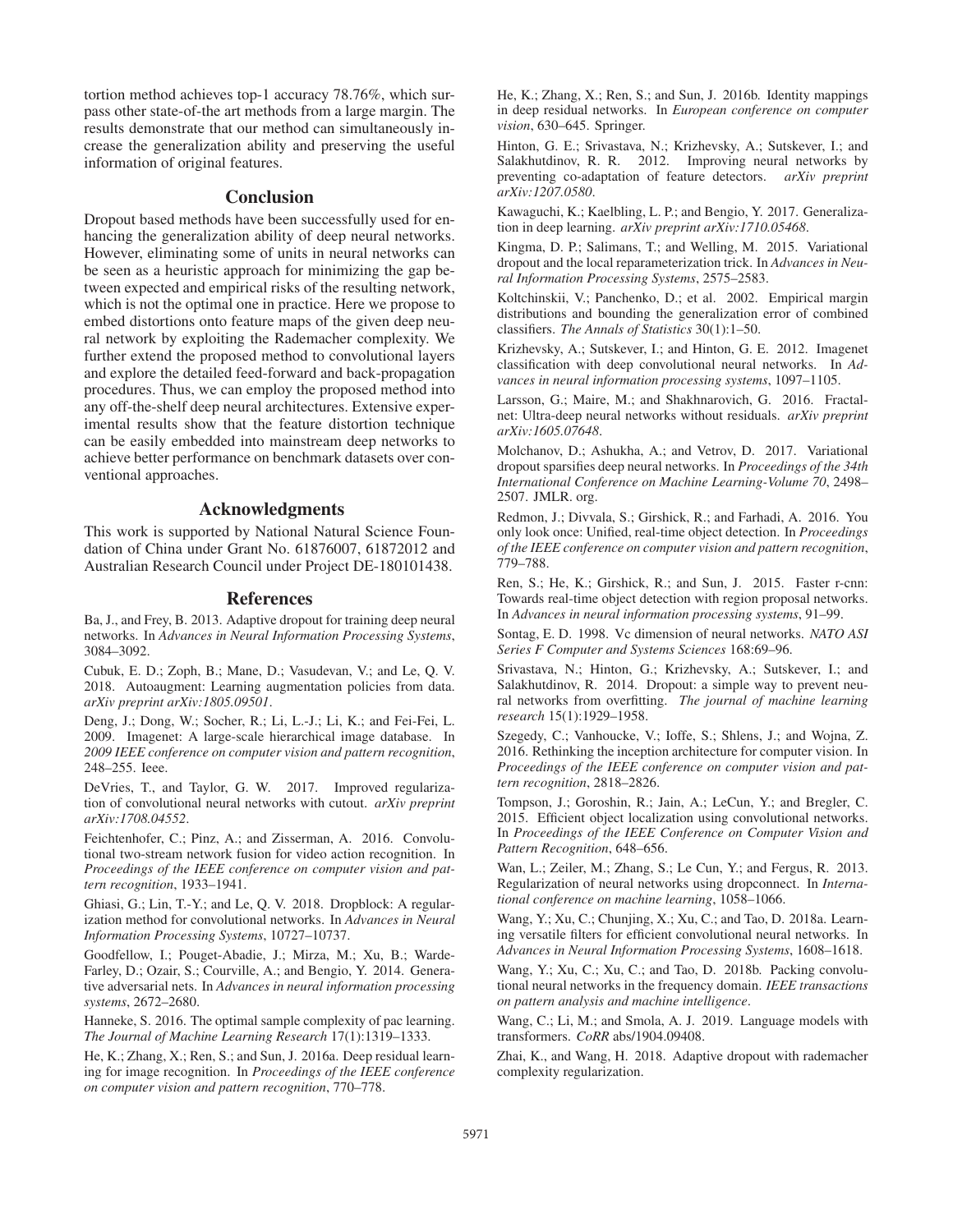tortion method achieves top-1 accuracy 78.76%, which surpass other state-of-the art methods from a large margin. The results demonstrate that our method can simultaneously increase the generalization ability and preserving the useful information of original features.

## Conclusion

Dropout based methods have been successfully used for enhancing the generalization ability of deep neural networks. However, eliminating some of units in neural networks can be seen as a heuristic approach for minimizing the gap between expected and empirical risks of the resulting network, which is not the optimal one in practice. Here we propose to embed distortions onto feature maps of the given deep neural network by exploiting the Rademacher complexity. We further extend the proposed method to convolutional layers and explore the detailed feed-forward and back-propagation procedures. Thus, we can employ the proposed method into any off-the-shelf deep neural architectures. Extensive experimental results show that the feature distortion technique can be easily embedded into mainstream deep networks to achieve better performance on benchmark datasets over conventional approaches.

## Acknowledgments

This work is supported by National Natural Science Foundation of China under Grant No. 61876007, 61872012 and Australian Research Council under Project DE-180101438.

## References

Ba, J., and Frey, B. 2013. Adaptive dropout for training deep neural networks. In *Advances in Neural Information Processing Systems*, 3084–3092.

Cubuk, E. D.; Zoph, B.; Mane, D.; Vasudevan, V.; and Le, Q. V. 2018. Autoaugment: Learning augmentation policies from data. *arXiv preprint arXiv:1805.09501*.

Deng, J.; Dong, W.; Socher, R.; Li, L.-J.; Li, K.; and Fei-Fei, L. 2009. Imagenet: A large-scale hierarchical image database. In *2009 IEEE conference on computer vision and pattern recognition*, 248–255. Ieee.

DeVries, T., and Taylor, G. W. 2017. Improved regularization of convolutional neural networks with cutout. *arXiv preprint arXiv:1708.04552*.

Feichtenhofer, C.; Pinz, A.; and Zisserman, A. 2016. Convolutional two-stream network fusion for video action recognition. In *Proceedings of the IEEE conference on computer vision and pattern recognition*, 1933–1941.

Ghiasi, G.; Lin, T.-Y.; and Le, Q. V. 2018. Dropblock: A regularization method for convolutional networks. In *Advances in Neural Information Processing Systems*, 10727–10737.

Goodfellow, I.; Pouget-Abadie, J.; Mirza, M.; Xu, B.; Warde-Farley, D.; Ozair, S.; Courville, A.; and Bengio, Y. 2014. Generative adversarial nets. In *Advances in neural information processing systems*, 2672–2680.

Hanneke, S. 2016. The optimal sample complexity of pac learning. *The Journal of Machine Learning Research* 17(1):1319–1333.

He, K.; Zhang, X.; Ren, S.; and Sun, J. 2016a. Deep residual learning for image recognition. In *Proceedings of the IEEE conference on computer vision and pattern recognition*, 770–778.

He, K.; Zhang, X.; Ren, S.; and Sun, J. 2016b. Identity mappings in deep residual networks. In *European conference on computer vision*, 630–645. Springer.

Hinton, G. E.; Srivastava, N.; Krizhevsky, A.; Sutskever, I.; and Salakhutdinov, R. R. 2012. Improving neural networks by preventing co-adaptation of feature detectors. *arXiv preprint arXiv:1207.0580*.

Kawaguchi, K.; Kaelbling, L. P.; and Bengio, Y. 2017. Generalization in deep learning. *arXiv preprint arXiv:1710.05468*.

Kingma, D. P.; Salimans, T.; and Welling, M. 2015. Variational dropout and the local reparameterization trick. In *Advances in Neural Information Processing Systems*, 2575–2583.

Koltchinskii, V.; Panchenko, D.; et al. 2002. Empirical margin distributions and bounding the generalization error of combined classifiers. *The Annals of Statistics* 30(1):1–50.

Krizhevsky, A.; Sutskever, I.; and Hinton, G. E. 2012. Imagenet classification with deep convolutional neural networks. In *Advances in neural information processing systems*, 1097–1105.

Larsson, G.; Maire, M.; and Shakhnarovich, G. 2016. Fractalnet: Ultra-deep neural networks without residuals. *arXiv preprint arXiv:1605.07648*.

Molchanov, D.; Ashukha, A.; and Vetrov, D. 2017. Variational dropout sparsifies deep neural networks. In *Proceedings of the 34th International Conference on Machine Learning-Volume 70*, 2498–2507. JMLR. org.

Redmon, J.; Divvala, S.; Girshick, R.; and Farhadi, A. 2016. You only look once: Unified, real-time object detection. In *Proceedings of the IEEE conference on computer vision and pattern recognition*, 779–788.

Ren, S.; He, K.; Girshick, R.; and Sun, J. 2015. Faster r-cnn: Towards real-time object detection with region proposal networks. In *Advances in neural information processing systems*, 91–99.

Sontag, E. D. 1998. Vc dimension of neural networks. *NATO ASI Series F Computer and Systems Sciences* 168:69–96.

Srivastava, N.; Hinton, G.; Krizhevsky, A.; Sutskever, I.; and Salakhutdinov, R. 2014. Dropout: a simple way to prevent neural networks from overfitting. *The journal of machine learning research* 15(1):1929–1958.

Szegedy, C.; Vanhoucke, V.; Ioffe, S.; Shlens, J.; and Wojna, Z. 2016. Rethinking the inception architecture for computer vision. In *Proceedings of the IEEE conference on computer vision and pattern recognition*, 2818–2826.

Tompson, J.; Goroshin, R.; Jain, A.; LeCun, Y.; and Bregler, C. 2015. Efficient object localization using convolutional networks. In *Proceedings of the IEEE Conference on Computer Vision and Pattern Recognition*, 648–656.

Wan, L.; Zeiler, M.; Zhang, S.; Le Cun, Y.; and Fergus, R. 2013. Regularization of neural networks using dropconnect. In *International conference on machine learning*, 1058–1066.

Wang, Y.; Xu, C.; Chunjing, X.; Xu, C.; and Tao, D. 2018a. Learning versatile filters for efficient convolutional neural networks. In *Advances in Neural Information Processing Systems*, 1608–1618.

Wang, Y.; Xu, C.; Xu, C.; and Tao, D. 2018b. Packing convolutional neural networks in the frequency domain. *IEEE transactions on pattern analysis and machine intelligence*.

Wang, C.; Li, M.; and Smola, A. J. 2019. Language models with transformers. *CoRR* abs/1904.09408.

Zhai, K., and Wang, H. 2018. Adaptive dropout with rademacher complexity regularization.